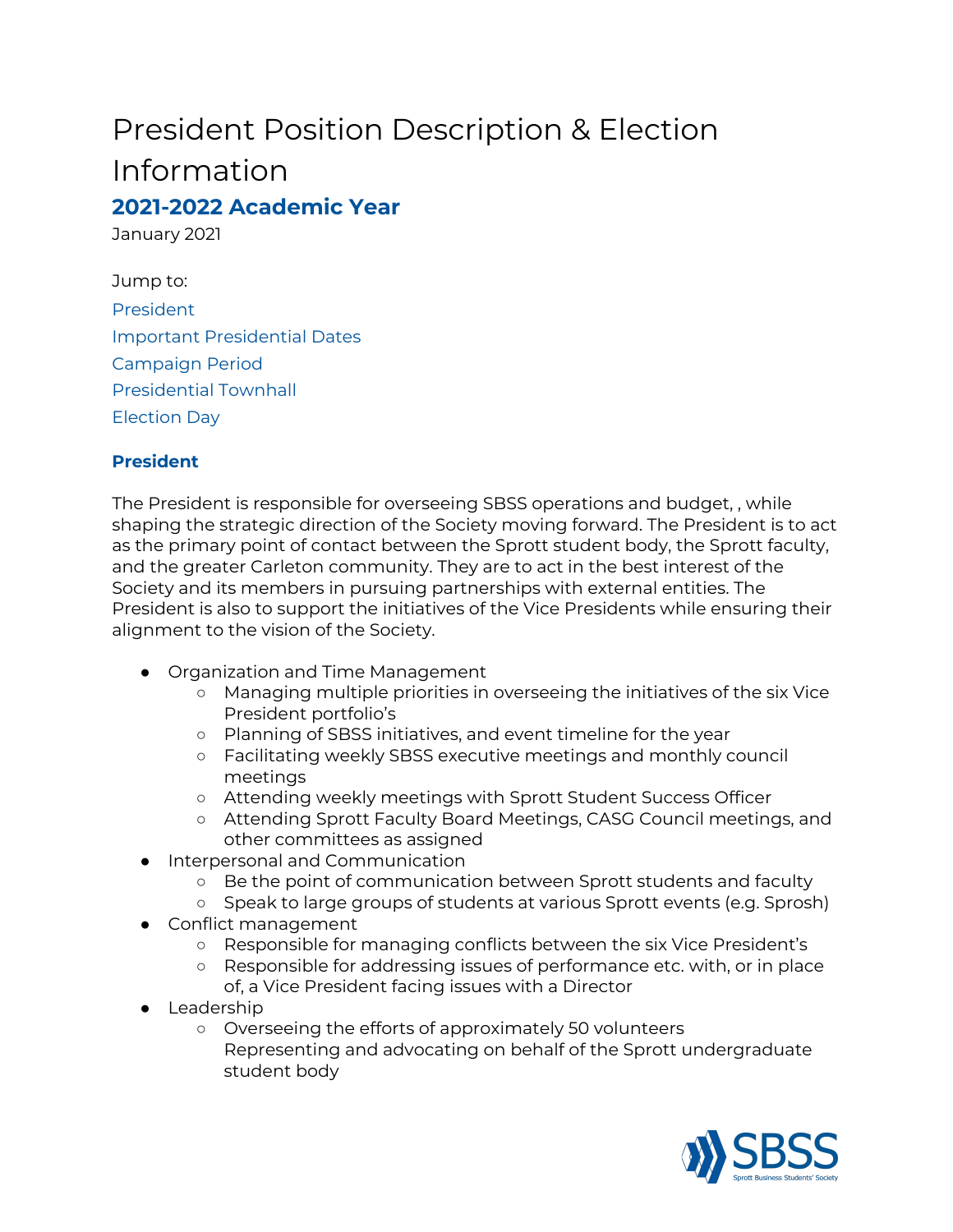# President Position Description & Election Information

## 2021-2022 Academic Year

January 2021

Jump to:

President

Important Presidential Dates

Campaign Period

Presidential Townhall

Election Day

### President

The President is responsible for overseeing SBSS operations and budget, , while shaping the strategic direction of the Society moving forward. The President is to act as the primary point of contact between the Sprott student body, the Sprott faculty, and the greater Carleton community. They are to act in the best interest of the Society and its members in pursuing partnerships with external entities. The President is also to support the initiatives of the Vice Presidents while ensuring their alignment to the vision of the Society.

- Organization and Time Management
  - Managing multiple priorities in overseeing the initiatives of the six Vice President portfolio's
  - Planning of SBSS initiatives, and event timeline for the year
  - Facilitating weekly SBSS executive meetings and monthly council meetings
  - Attending weekly meetings with Sprott Student Success Officer
  - Attending Sprott Faculty Board Meetings, CASG Council meetings, and other committees as assigned
- Interpersonal and Communication
  - Be the point of communication between Sprott students and faculty
  - Speak to large groups of students at various Sprott events (e.g. Sprosh)
- Conflict management
  - Responsible for managing conflicts between the six Vice President's
  - Responsible for addressing issues of performance etc. with, or in place of, a Vice President facing issues with a Director
- Leadership
  - Overseeing the efforts of approximately 50 volunteers
    Representing and advocating on behalf of the Sprott undergraduate student body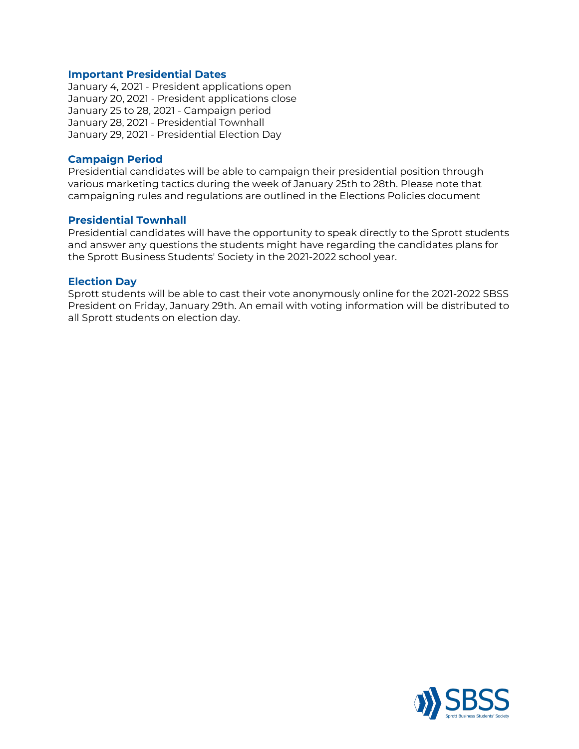### Important Presidential Dates

January 4, 2021 - President applications open
January 20, 2021 - President applications close
January 25 to 28, 2021 - Campaign period
January 28, 2021 - Presidential Townhall
January 29, 2021 - Presidential Election Day

### Campaign Period

Presidential candidates will be able to campaign their presidential position through various marketing tactics during the week of January 25th to 28th. Please note that campaigning rules and regulations are outlined in the Elections Policies document

### Presidential Townhall

Presidential candidates will have the opportunity to speak directly to the Sprott students and answer any questions the students might have regarding the candidates plans for the Sprott Business Students' Society in the 2021-2022 school year.

### Election Day

Sprott students will be able to cast their vote anonymously online for the 2021-2022 SBSS President on Friday, January 29th. An email with voting information will be distributed to all Sprott students on election day.